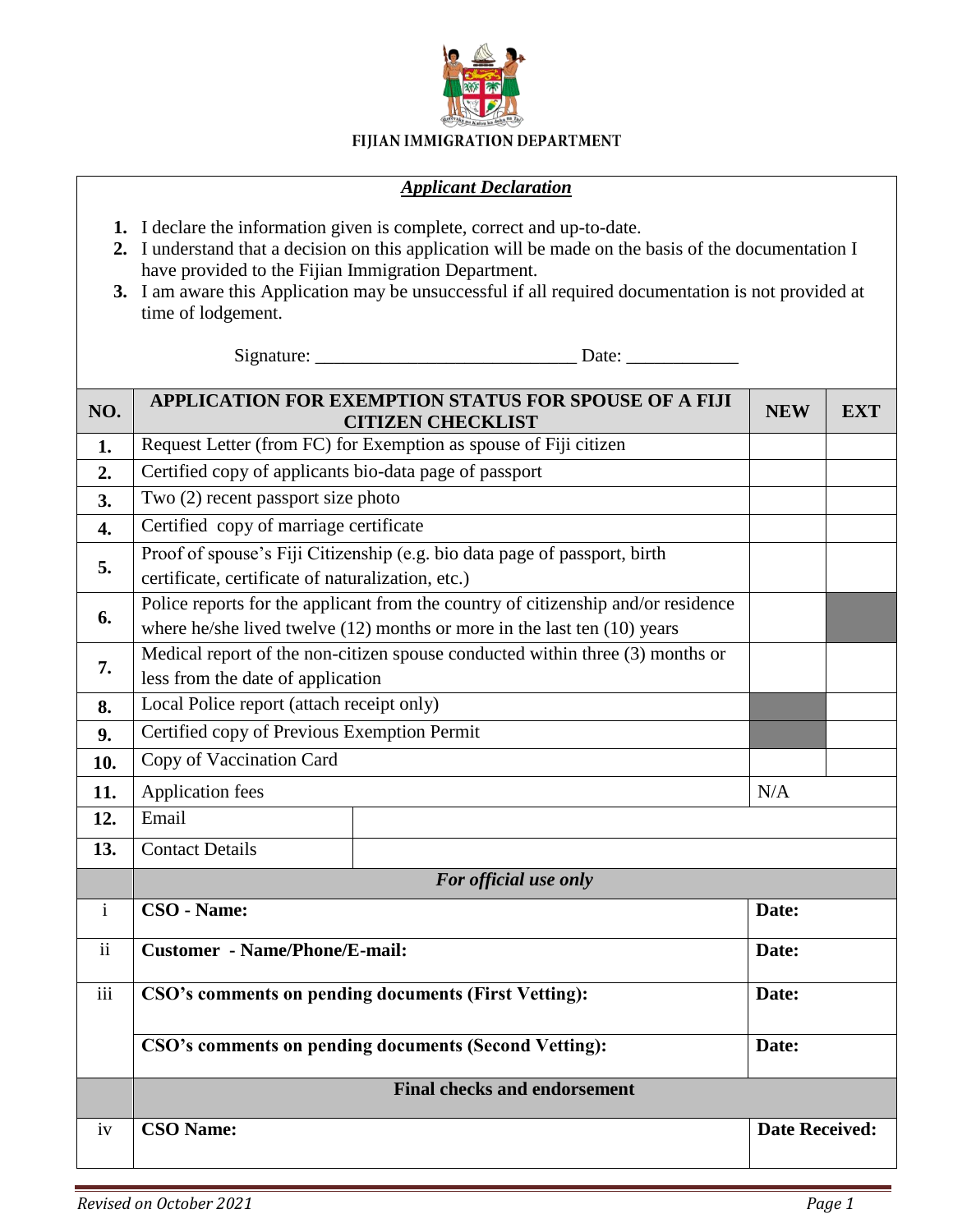# FIJIAN IMMIGRATION DEPARTMENT

## ***Applicant Declaration***

1. I declare the information given is complete, correct and up-to-date.
2. I understand that a decision on this application will be made on the basis of the documentation I have provided to the Fijian Immigration Department.
3. I am aware this Application may be unsuccessful if all required documentation is not provided at time of lodgement.

Signature: ___________________________ Date: ____________

| NO. | APPLICATION FOR EXEMPTION STATUS FOR SPOUSE OF A FIJI CITIZEN CHECKLIST | NEW | EXT |
|---|---|---|---|
| 1. | Request Letter (from FC) for Exemption as spouse of Fiji citizen | | |
| 2. | Certified copy of applicants bio-data page of passport | | |
| 3. | Two (2) recent passport size photo | | |
| 4. | Certified copy of marriage certificate | | |
| 5. | Proof of spouse's Fiji Citizenship (e.g. bio data page of passport, birth certificate, certificate of naturalization, etc.) | | |
| 6. | Police reports for the applicant from the country of citizenship and/or residence where he/she lived twelve (12) months or more in the last ten (10) years | | |
| 7. | Medical report of the non-citizen spouse conducted within three (3) months or less from the date of application | | |
| 8. | Local Police report (attach receipt only) | | |
| 9. | Certified copy of Previous Exemption Permit | | |
| 10. | Copy of Vaccination Card | | |
| 11. | Application fees | N/A | |
| 12. | Email | | |
| 13. | Contact Details | | |
| | ***For official use only*** | | |
| i | **CSO - Name:** | **Date:** | |
| ii | **Customer - Name/Phone/E-mail:** | **Date:** | |
| iii | **CSO's comments on pending documents (First Vetting):** | **Date:** | |
| | **CSO's comments on pending documents (Second Vetting):** | **Date:** | |
| | **Final checks and endorsement** | | |
| iv | **CSO Name:** | **Date Received:** | |

*Revised on October 2021*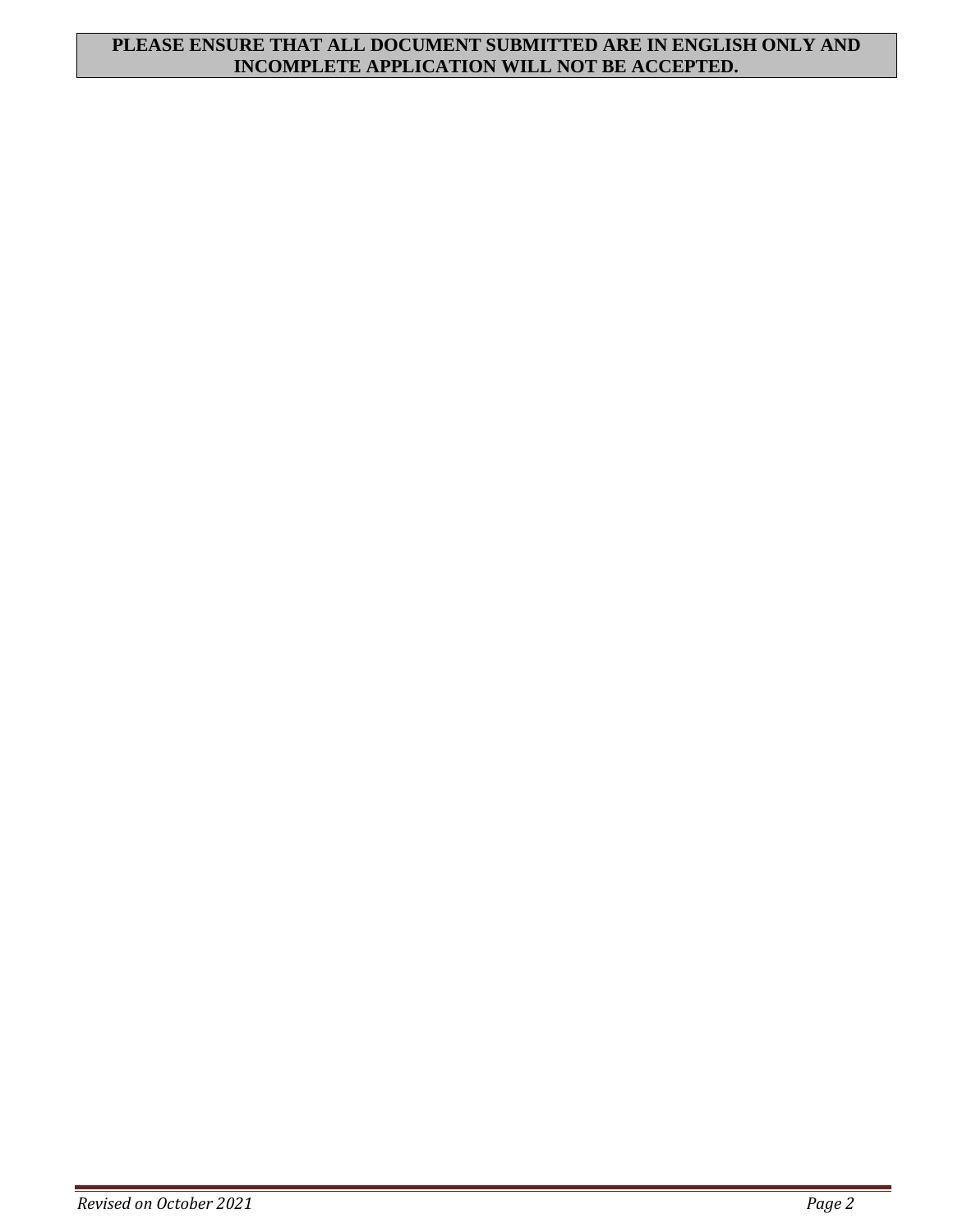**PLEASE ENSURE THAT ALL DOCUMENT SUBMITTED ARE IN ENGLISH ONLY AND INCOMPLETE APPLICATION WILL NOT BE ACCEPTED.**